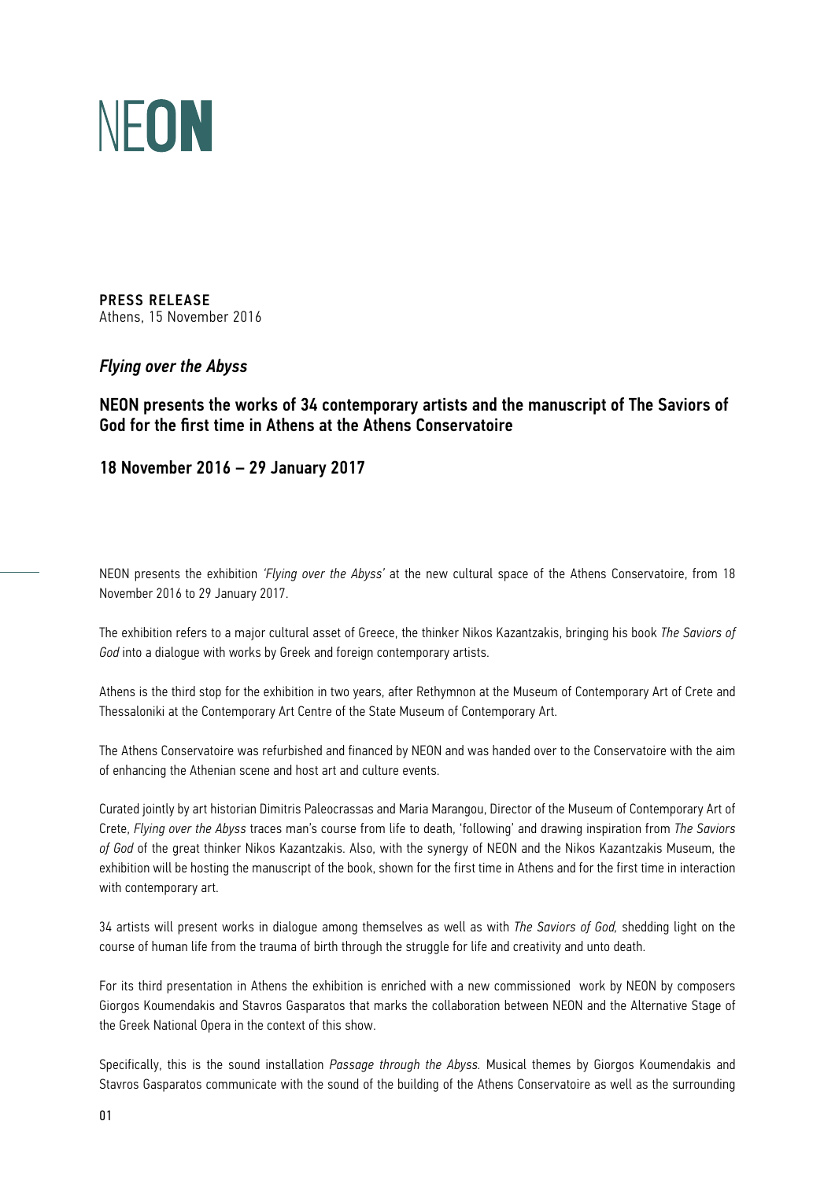# NEON

**PRESS RELEASE**
Athens, 15 November 2016

## *Flying over the Abyss*

### NEON presents the works of 34 contemporary artists and the manuscript of The Saviors of God for the first time in Athens at the Athens Conservatoire

### 18 November 2016 – 29 January 2017

NEON presents the exhibition *'Flying over the Abyss'* at the new cultural space of the Athens Conservatoire, from 18 November 2016 to 29 January 2017.

The exhibition refers to a major cultural asset of Greece, the thinker Nikos Kazantzakis, bringing his book *The Saviors of God* into a dialogue with works by Greek and foreign contemporary artists.

Athens is the third stop for the exhibition in two years, after Rethymnon at the Museum of Contemporary Art of Crete and Thessaloniki at the Contemporary Art Centre of the State Museum of Contemporary Art.

The Athens Conservatoire was refurbished and financed by NEON and was handed over to the Conservatoire with the aim of enhancing the Athenian scene and host art and culture events.

Curated jointly by art historian Dimitris Paleocrassas and Maria Marangou, Director of the Museum of Contemporary Art of Crete, *Flying over the Abyss* traces man's course from life to death, 'following' and drawing inspiration from *The Saviors of God* of the great thinker Nikos Kazantzakis. Also, with the synergy of NEON and the Nikos Kazantzakis Museum, the exhibition will be hosting the manuscript of the book, shown for the first time in Athens and for the first time in interaction with contemporary art.

34 artists will present works in dialogue among themselves as well as with *The Saviors of God,* shedding light on the course of human life from the trauma of birth through the struggle for life and creativity and unto death.

For its third presentation in Athens the exhibition is enriched with a new commissioned work by NEON by composers Giorgos Koumendakis and Stavros Gasparatos that marks the collaboration between NEON and the Alternative Stage of the Greek National Opera in the context of this show.

Specifically, this is the sound installation *Passage through the Abyss.* Musical themes by Giorgos Koumendakis and Stavros Gasparatos communicate with the sound of the building of the Athens Conservatoire as well as the surrounding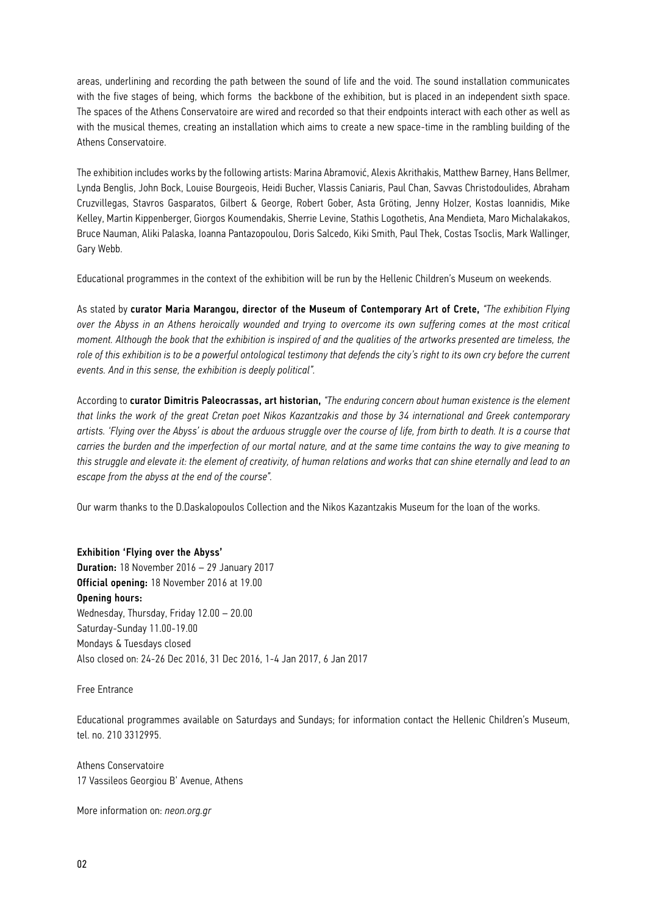areas, underlining and recording the path between the sound of life and the void. The sound installation communicates with the five stages of being, which forms  the backbone of the exhibition, but is placed in an independent sixth space. The spaces of the Athens Conservatoire are wired and recorded so that their endpoints interact with each other as well as with the musical themes, creating an installation which aims to create a new space-time in the rambling building of the Athens Conservatoire.

The exhibition includes works by the following artists: Marina Abramović, Alexis Akrithakis, Matthew Barney, Hans Bellmer, Lynda Benglis, John Bock, Louise Bourgeois, Heidi Bucher, Vlassis Caniaris, Paul Chan, Savvas Christodoulides, Abraham Cruzvillegas, Stavros Gasparatos, Gilbert & George, Robert Gober, Asta Gröting, Jenny Holzer, Kostas Ioannidis, Mike Kelley, Martin Kippenberger, Giorgos Koumendakis, Sherrie Levine, Stathis Logothetis, Ana Mendieta, Maro Michalakakos, Bruce Nauman, Aliki Palaska, Ioanna Pantazopoulou, Doris Salcedo, Kiki Smith, Paul Thek, Costas Tsoclis, Mark Wallinger, Gary Webb.

Educational programmes in the context of the exhibition will be run by the Hellenic Children's Museum on weekends.

As stated by **curator Maria Marangou, director of the Museum of Contemporary Art of Crete,** *"The exhibition Flying over the Abyss in an Athens heroically wounded and trying to overcome its own suffering comes at the most critical moment. Although the book that the exhibition is inspired of and the qualities of the artworks presented are timeless, the role of this exhibition is to be a powerful ontological testimony that defends the city's right to its own cry before the current events. And in this sense, the exhibition is deeply political".*

According to **curator Dimitris Paleocrassas, art historian,** *"The enduring concern about human existence is the element that links the work of the great Cretan poet Nikos Kazantzakis and those by 34 international and Greek contemporary artists. 'Flying over the Abyss' is about the arduous struggle over the course of life, from birth to death. It is a course that carries the burden and the imperfection of our mortal nature, and at the same time contains the way to give meaning to this struggle and elevate it: the element of creativity, of human relations and works that can shine eternally and lead to an escape from the abyss at the end of the course".*

Our warm thanks to the D.Daskalopoulos Collection and the Nikos Kazantzakis Museum for the loan of the works.

**Exhibition 'Flying over the Abyss'**
**Duration:** 18 November 2016 – 29 January 2017
**Official opening:** 18 November 2016 at 19.00
**Opening hours:**
Wednesday, Thursday, Friday 12.00 – 20.00
Saturday-Sunday 11.00-19.00
Mondays & Tuesdays closed
Also closed on: 24-26 Dec 2016, 31 Dec 2016, 1-4 Jan 2017, 6 Jan 2017

Free Entrance

Educational programmes available on Saturdays and Sundays; for information contact the Hellenic Children's Museum, tel. no. 210 3312995.

Athens Conservatoire
17 Vassileos Georgiou B' Avenue, Athens

More information on: *neon.org.gr*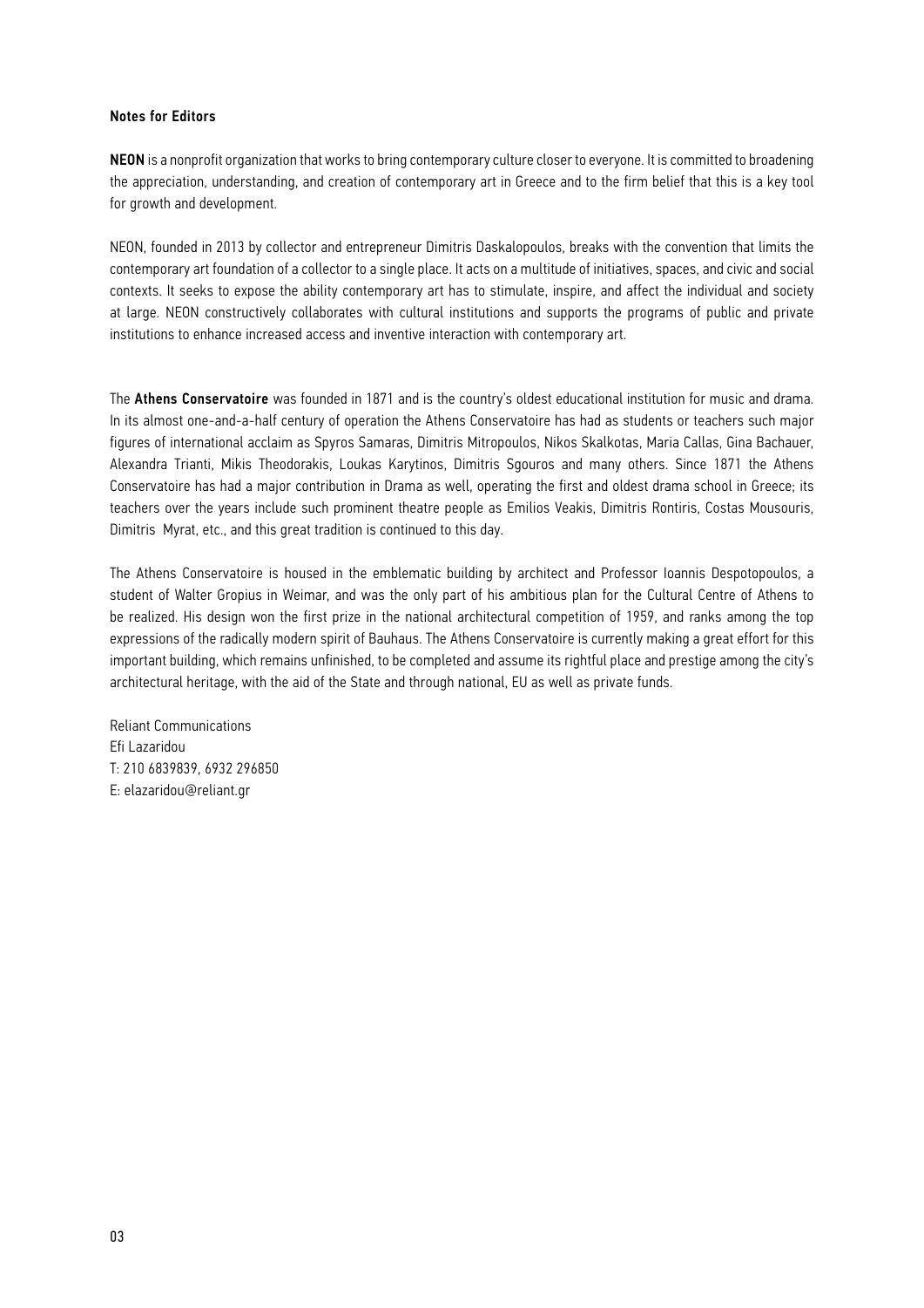**Notes for Editors**

**NEON** is a nonprofit organization that works to bring contemporary culture closer to everyone. It is committed to broadening the appreciation, understanding, and creation of contemporary art in Greece and to the firm belief that this is a key tool for growth and development.

NEON, founded in 2013 by collector and entrepreneur Dimitris Daskalopoulos, breaks with the convention that limits the contemporary art foundation of a collector to a single place. It acts on a multitude of initiatives, spaces, and civic and social contexts. It seeks to expose the ability contemporary art has to stimulate, inspire, and affect the individual and society at large. NEON constructively collaborates with cultural institutions and supports the programs of public and private institutions to enhance increased access and inventive interaction with contemporary art.

The **Athens Conservatoire** was founded in 1871 and is the country's oldest educational institution for music and drama. In its almost one-and-a-half century of operation the Athens Conservatoire has had as students or teachers such major figures of international acclaim as Spyros Samaras, Dimitris Mitropoulos, Nikos Skalkotas, Maria Callas, Gina Bachauer, Alexandra Trianti, Mikis Theodorakis, Loukas Karytinos, Dimitris Sgouros and many others. Since 1871 the Athens Conservatoire has had a major contribution in Drama as well, operating the first and oldest drama school in Greece; its teachers over the years include such prominent theatre people as Emilios Veakis, Dimitris Rontiris, Costas Mousouris, Dimitris Myrat, etc., and this great tradition is continued to this day.

The Athens Conservatoire is housed in the emblematic building by architect and Professor Ioannis Despotopoulos, a student of Walter Gropius in Weimar, and was the only part of his ambitious plan for the Cultural Centre of Athens to be realized. His design won the first prize in the national architectural competition of 1959, and ranks among the top expressions of the radically modern spirit of Bauhaus. The Athens Conservatoire is currently making a great effort for this important building, which remains unfinished, to be completed and assume its rightful place and prestige among the city's architectural heritage, with the aid of the State and through national, EU as well as private funds.

Reliant Communications
Efi Lazaridou
T: 210 6839839, 6932 296850
E: elazaridou@reliant.gr